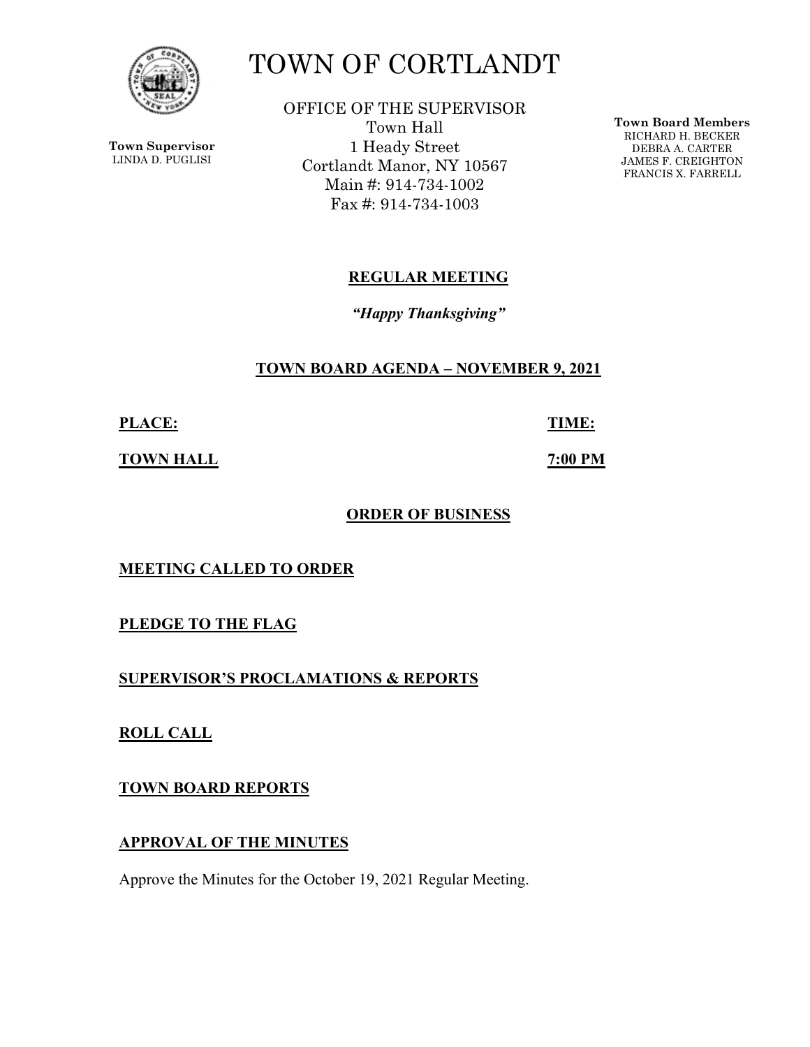# TOWN OF CORTLANDT

**Town Supervisor**
LINDA D. PUGLISI

OFFICE OF THE SUPERVISOR
Town Hall
1 Heady Street
Cortlandt Manor, NY 10567
Main #: 914-734-1002
Fax #: 914-734-1003

**Town Board Members**
RICHARD H. BECKER
DEBRA A. CARTER
JAMES F. CREIGHTON
FRANCIS X. FARRELL

## REGULAR MEETING

***"Happy Thanksgiving"***

## TOWN BOARD AGENDA – NOVEMBER 9, 2021

**PLACE:** TOWN HALL

**TIME:** 7:00 PM

## ORDER OF BUSINESS

### MEETING CALLED TO ORDER

### PLEDGE TO THE FLAG

### SUPERVISOR'S PROCLAMATIONS & REPORTS

### ROLL CALL

### TOWN BOARD REPORTS

### APPROVAL OF THE MINUTES

Approve the Minutes for the October 19, 2021 Regular Meeting.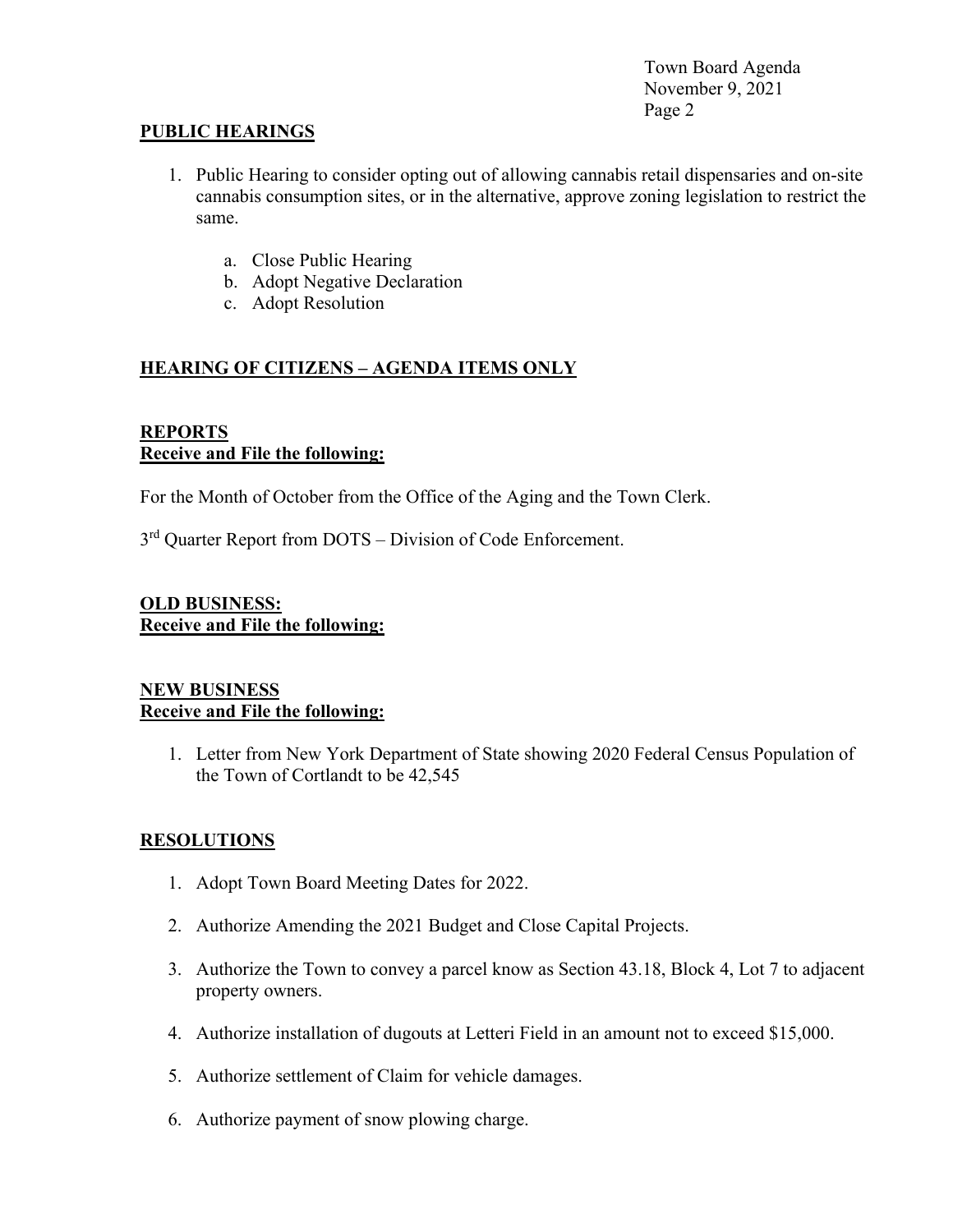## PUBLIC HEARINGS

1. Public Hearing to consider opting out of allowing cannabis retail dispensaries and on-site cannabis consumption sites, or in the alternative, approve zoning legislation to restrict the same.

   a. Close Public Hearing
   b. Adopt Negative Declaration
   c. Adopt Resolution

## HEARING OF CITIZENS – AGENDA ITEMS ONLY

## REPORTS

**Receive and File the following:**

For the Month of October from the Office of the Aging and the Town Clerk.

3rd Quarter Report from DOTS – Division of Code Enforcement.

## OLD BUSINESS:

**Receive and File the following:**

## NEW BUSINESS

**Receive and File the following:**

1. Letter from New York Department of State showing 2020 Federal Census Population of the Town of Cortlandt to be 42,545

## RESOLUTIONS

1. Adopt Town Board Meeting Dates for 2022.
2. Authorize Amending the 2021 Budget and Close Capital Projects.
3. Authorize the Town to convey a parcel know as Section 43.18, Block 4, Lot 7 to adjacent property owners.
4. Authorize installation of dugouts at Letteri Field in an amount not to exceed $15,000.
5. Authorize settlement of Claim for vehicle damages.
6. Authorize payment of snow plowing charge.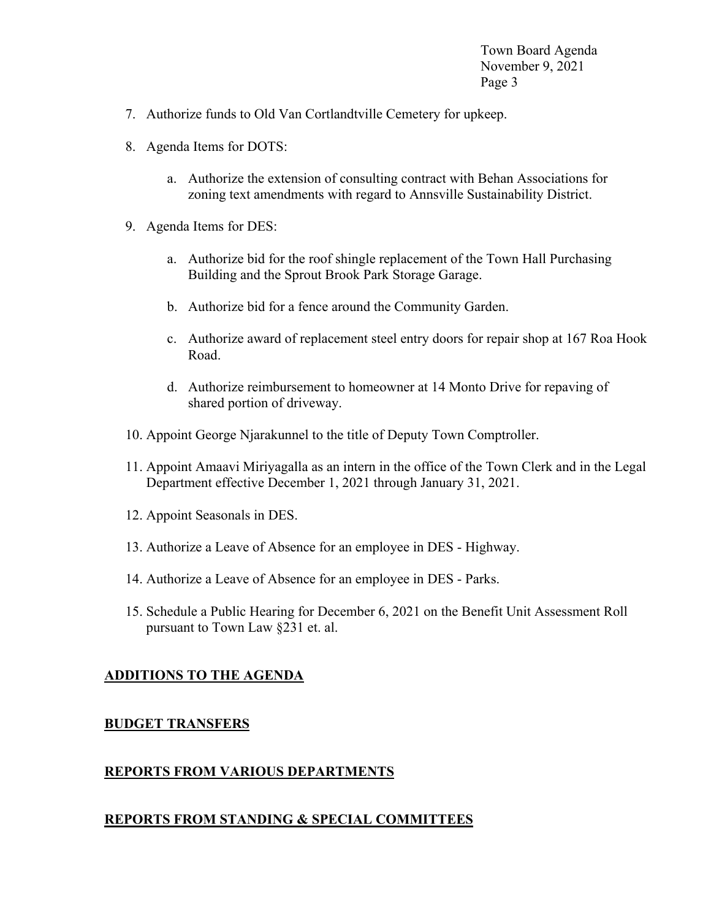7. Authorize funds to Old Van Cortlandtville Cemetery for upkeep.

8. Agenda Items for DOTS:

    a. Authorize the extension of consulting contract with Behan Associations for zoning text amendments with regard to Annsville Sustainability District.

9. Agenda Items for DES:

    a. Authorize bid for the roof shingle replacement of the Town Hall Purchasing Building and the Sprout Brook Park Storage Garage.

    b. Authorize bid for a fence around the Community Garden.

    c. Authorize award of replacement steel entry doors for repair shop at 167 Roa Hook Road.

    d. Authorize reimbursement to homeowner at 14 Monto Drive for repaving of shared portion of driveway.

10. Appoint George Njarakunnel to the title of Deputy Town Comptroller.

11. Appoint Amaavi Miriyagalla as an intern in the office of the Town Clerk and in the Legal Department effective December 1, 2021 through January 31, 2021.

12. Appoint Seasonals in DES.

13. Authorize a Leave of Absence for an employee in DES - Highway.

14. Authorize a Leave of Absence for an employee in DES - Parks.

15. Schedule a Public Hearing for December 6, 2021 on the Benefit Unit Assessment Roll pursuant to Town Law §231 et. al.

## ADDITIONS TO THE AGENDA

## BUDGET TRANSFERS

## REPORTS FROM VARIOUS DEPARTMENTS

## REPORTS FROM STANDING & SPECIAL COMMITTEES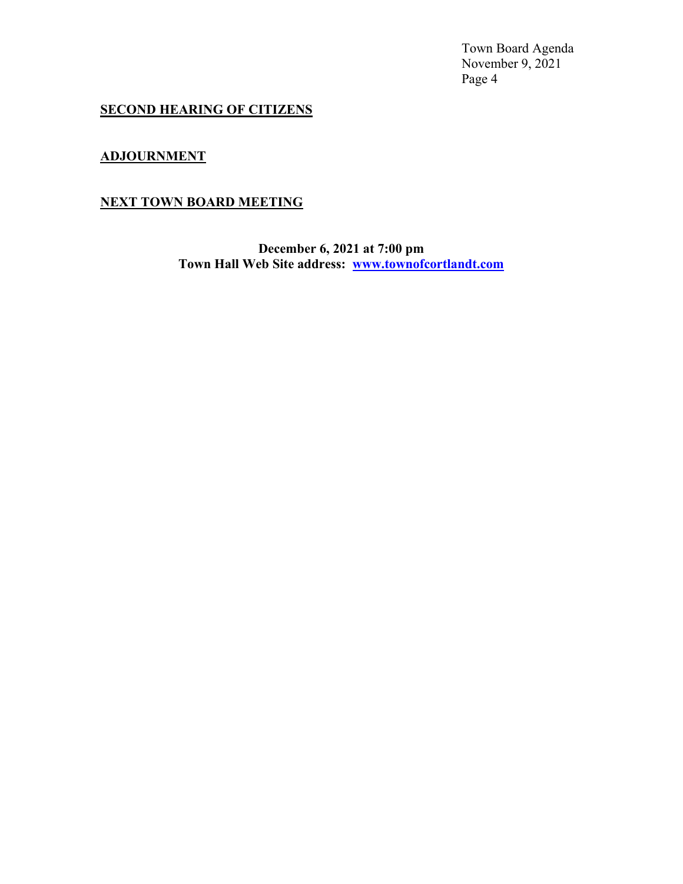## SECOND HEARING OF CITIZENS

## ADJOURNMENT

## NEXT TOWN BOARD MEETING

**December 6, 2021 at 7:00 pm**
**Town Hall Web Site address: [www.townofcortlandt.com](http://www.townofcortlandt.com)**